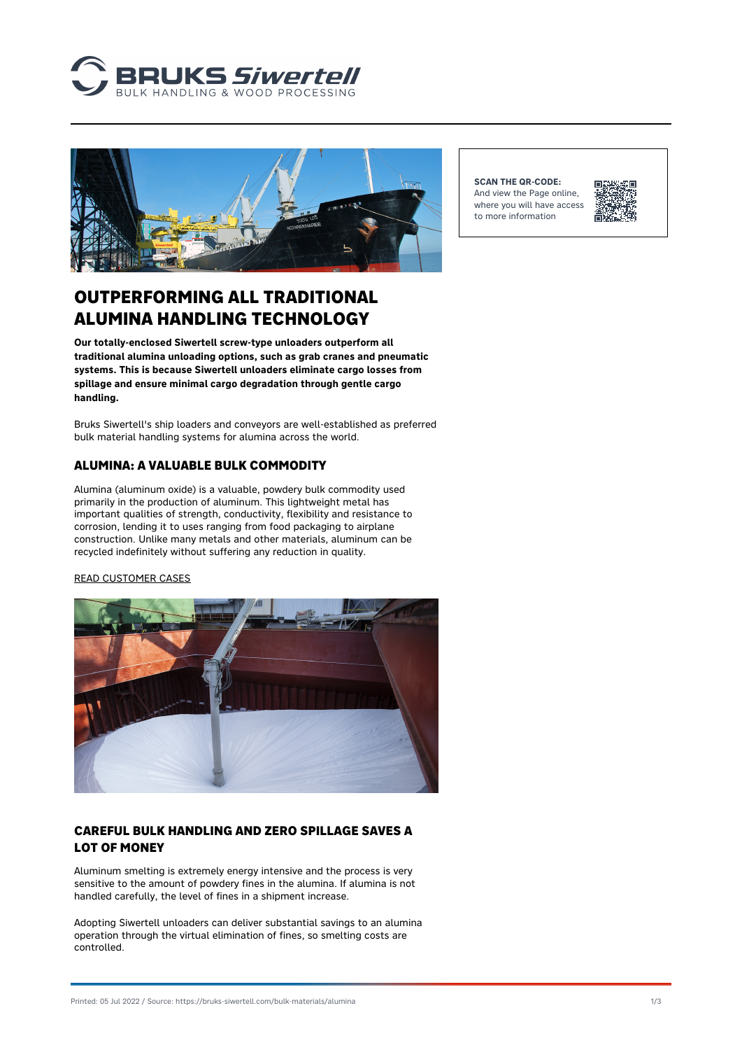BRUKS Siwertell
BULK HANDLING & WOOD PROCESSING

**SCAN THE QR-CODE:**
And view the Page online, where you will have access to more information

# OUTPERFORMING ALL TRADITIONAL ALUMINA HANDLING TECHNOLOGY

**Our totally-enclosed Siwertell screw-type unloaders outperform all traditional alumina unloading options, such as grab cranes and pneumatic systems. This is because Siwertell unloaders eliminate cargo losses from spillage and ensure minimal cargo degradation through gentle cargo handling.**

Bruks Siwertell's ship loaders and conveyors are well-established as preferred bulk material handling systems for alumina across the world.

## ALUMINA: A VALUABLE BULK COMMODITY

Alumina (aluminum oxide) is a valuable, powdery bulk commodity used primarily in the production of aluminum. This lightweight metal has important qualities of strength, conductivity, flexibility and resistance to corrosion, lending it to uses ranging from food packaging to airplane construction. Unlike many metals and other materials, aluminum can be recycled indefinitely without suffering any reduction in quality.

READ CUSTOMER CASES

## CAREFUL BULK HANDLING AND ZERO SPILLAGE SAVES A LOT OF MONEY

Aluminum smelting is extremely energy intensive and the process is very sensitive to the amount of powdery fines in the alumina. If alumina is not handled carefully, the level of fines in a shipment increase.

Adopting Siwertell unloaders can deliver substantial savings to an alumina operation through the virtual elimination of fines, so smelting costs are controlled.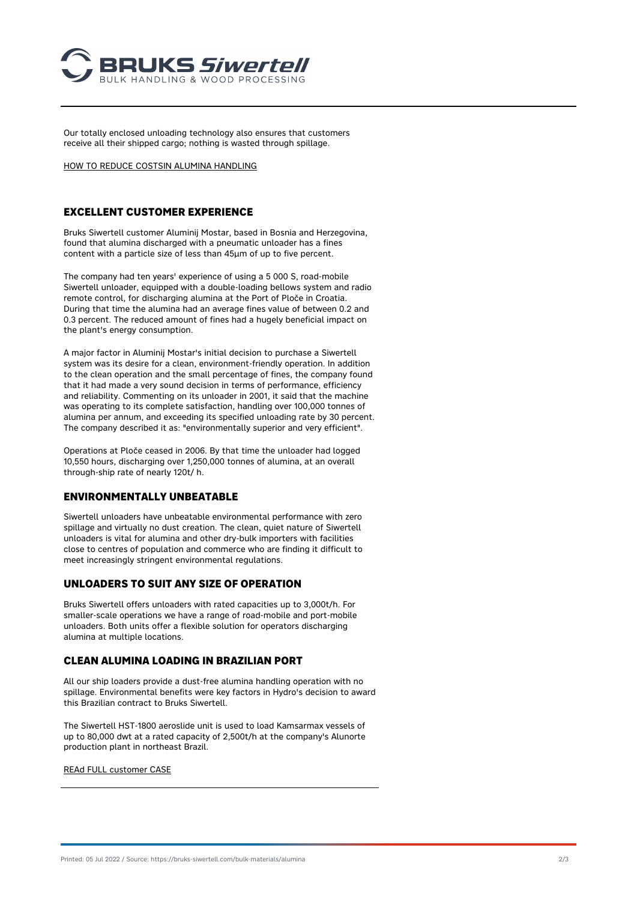Our totally enclosed unloading technology also ensures that customers receive all their shipped cargo; nothing is wasted through spillage.

HOW TO REDUCE COSTSIN ALUMINA HANDLING

## EXCELLENT CUSTOMER EXPERIENCE

Bruks Siwertell customer Aluminij Mostar, based in Bosnia and Herzegovina, found that alumina discharged with a pneumatic unloader has a fines content with a particle size of less than 45μm of up to five percent.

The company had ten years' experience of using a 5 000 S, road-mobile Siwertell unloader, equipped with a double-loading bellows system and radio remote control, for discharging alumina at the Port of Ploče in Croatia. During that time the alumina had an average fines value of between 0.2 and 0.3 percent. The reduced amount of fines had a hugely beneficial impact on the plant's energy consumption.

A major factor in Aluminij Mostar's initial decision to purchase a Siwertell system was its desire for a clean, environment-friendly operation. In addition to the clean operation and the small percentage of fines, the company found that it had made a very sound decision in terms of performance, efficiency and reliability. Commenting on its unloader in 2001, it said that the machine was operating to its complete satisfaction, handling over 100,000 tonnes of alumina per annum, and exceeding its specified unloading rate by 30 percent. The company described it as: "environmentally superior and very efficient".

Operations at Ploče ceased in 2006. By that time the unloader had logged 10,550 hours, discharging over 1,250,000 tonnes of alumina, at an overall through-ship rate of nearly 120t/ h.

## ENVIRONMENTALLY UNBEATABLE

Siwertell unloaders have unbeatable environmental performance with zero spillage and virtually no dust creation. The clean, quiet nature of Siwertell unloaders is vital for alumina and other dry-bulk importers with facilities close to centres of population and commerce who are finding it difficult to meet increasingly stringent environmental regulations.

## UNLOADERS TO SUIT ANY SIZE OF OPERATION

Bruks Siwertell offers unloaders with rated capacities up to 3,000t/h. For smaller-scale operations we have a range of road-mobile and port-mobile unloaders. Both units offer a flexible solution for operators discharging alumina at multiple locations.

## CLEAN ALUMINA LOADING IN BRAZILIAN PORT

All our ship loaders provide a dust-free alumina handling operation with no spillage. Environmental benefits were key factors in Hydro's decision to award this Brazilian contract to Bruks Siwertell.

The Siwertell HST-1800 aeroslide unit is used to load Kamsarmax vessels of up to 80,000 dwt at a rated capacity of 2,500t/h at the company's Alunorte production plant in northeast Brazil.

REAd FULL customer CASE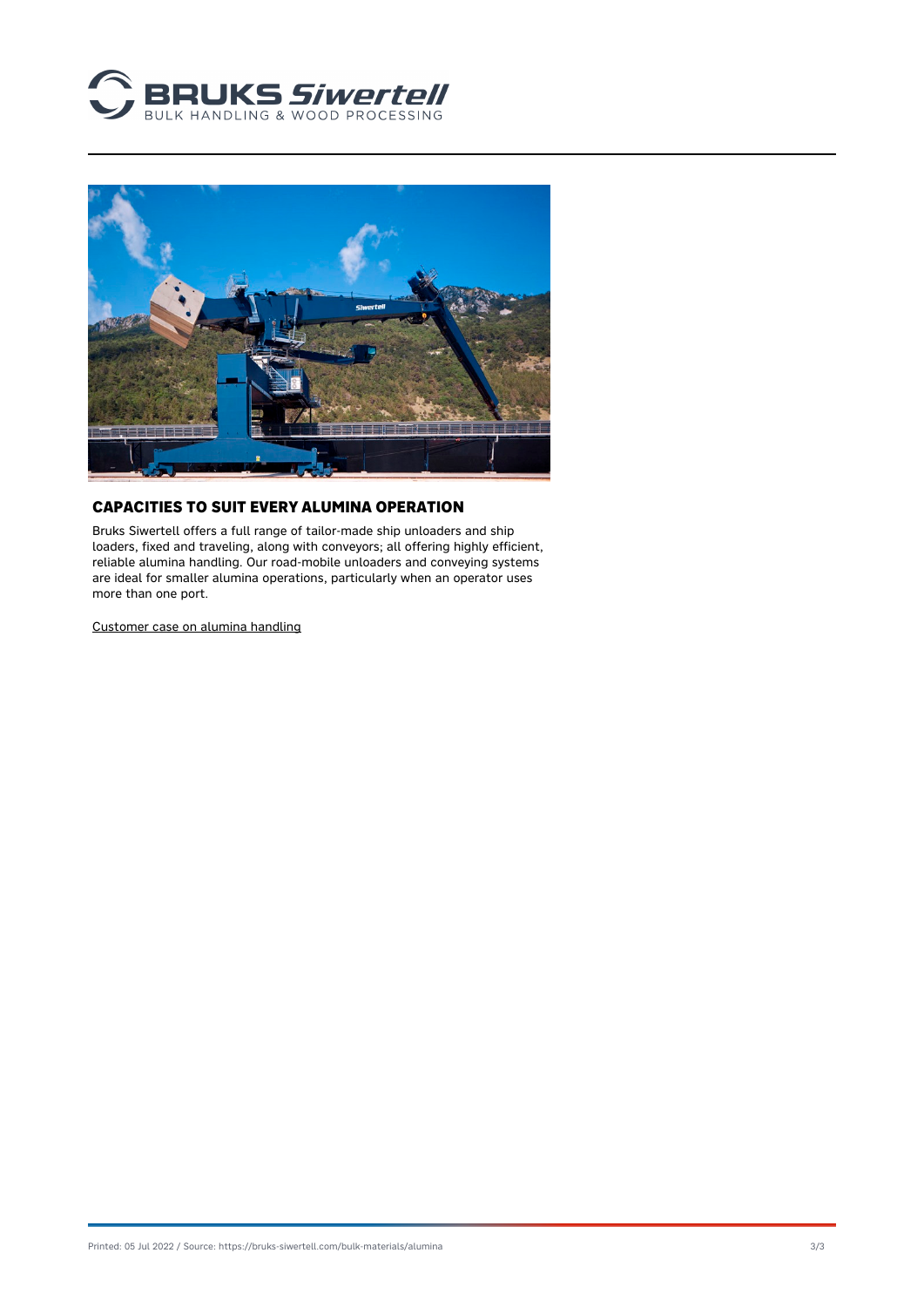## CAPACITIES TO SUIT EVERY ALUMINA OPERATION

Bruks Siwertell offers a full range of tailor-made ship unloaders and ship loaders, fixed and traveling, along with conveyors; all offering highly efficient, reliable alumina handling. Our road-mobile unloaders and conveying systems are ideal for smaller alumina operations, particularly when an operator uses more than one port.

Customer case on alumina handling